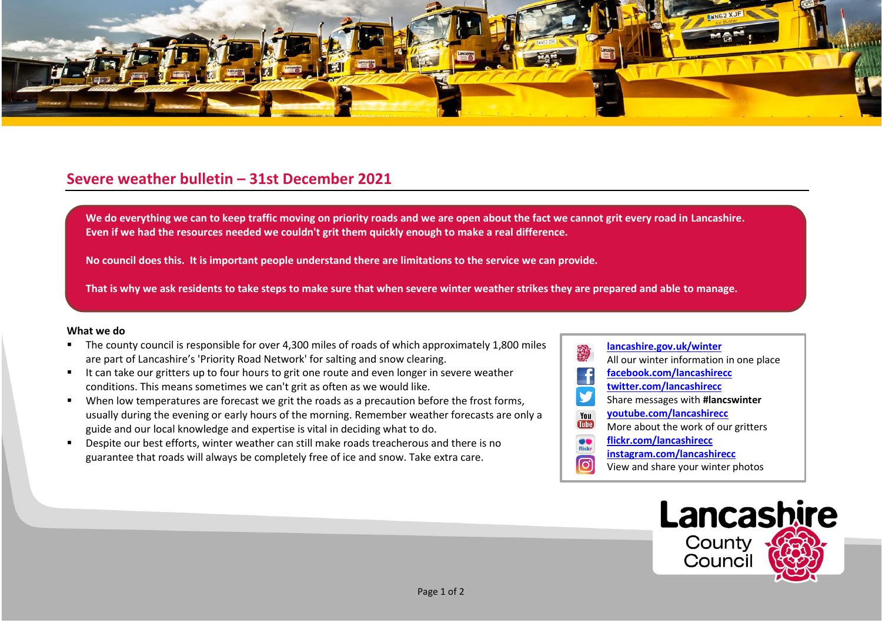## Severe weather bulletin – 31st December 2021

**We do everything we can to keep traffic moving on priority roads and we are open about the fact we cannot grit every road in Lancashire. Even if we had the resources needed we couldn't grit them quickly enough to make a real difference.**

**No council does this. It is important people understand there are limitations to the service we can provide.**

**That is why we ask residents to take steps to make sure that when severe winter weather strikes they are prepared and able to manage.**

**What we do**

- The county council is responsible for over 4,300 miles of roads of which approximately 1,800 miles are part of Lancashire's 'Priority Road Network' for salting and snow clearing.
- It can take our gritters up to four hours to grit one route and even longer in severe weather conditions. This means sometimes we can't grit as often as we would like.
- When low temperatures are forecast we grit the roads as a precaution before the frost forms, usually during the evening or early hours of the morning. Remember weather forecasts are only a guide and our local knowledge and expertise is vital in deciding what to do.
- Despite our best efforts, winter weather can still make roads treacherous and there is no guarantee that roads will always be completely free of ice and snow. Take extra care.

[lancashire.gov.uk/winter](lancashire.gov.uk/winter)
All our winter information in one place
[facebook.com/lancashirecc](facebook.com/lancashirecc)
[twitter.com/lancashirecc](twitter.com/lancashirecc)
Share messages with **#lancswinter**
[youtube.com/lancashirecc](youtube.com/lancashirecc)
More about the work of our gritters
[flickr.com/lancashirecc](flickr.com/lancashirecc)
[instagram.com/lancashirecc](instagram.com/lancashirecc)
View and share your winter photos

Lancashire County Council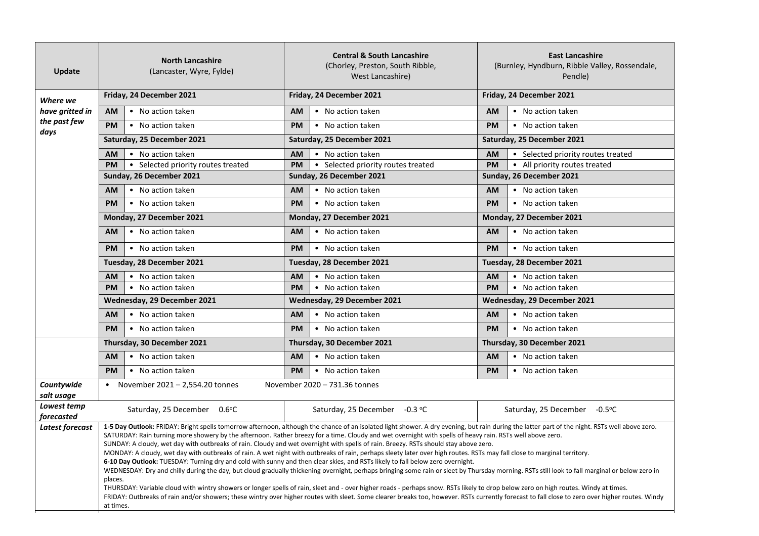| Update | North Lancashire (Lancaster, Wyre, Fylde) | | Central & South Lancashire (Chorley, Preston, South Ribble, West Lancashire) | | East Lancashire (Burnley, Hyndburn, Ribble Valley, Rossendale, Pendle) | |
|---|---|---|---|---|---|---|
| ***Where we have gritted in the past few days*** | **Friday, 24 December 2021** | | **Friday, 24 December 2021** | | **Friday, 24 December 2021** | |
| | **AM** | • No action taken | **AM** | • No action taken | **AM** | • No action taken |
| | **PM** | • No action taken | **PM** | • No action taken | **PM** | • No action taken |
| | **Saturday, 25 December 2021** | | **Saturday, 25 December 2021** | | **Saturday, 25 December 2021** | |
| | **AM** | • No action taken | **AM** | • No action taken | **AM** | • Selected priority routes treated |
| | **PM** | • Selected priority routes treated | **PM** | • Selected priority routes treated | **PM** | • All priority routes treated |
| | **Sunday, 26 December 2021** | | **Sunday, 26 December 2021** | | **Sunday, 26 December 2021** | |
| | **AM** | • No action taken | **AM** | • No action taken | **AM** | • No action taken |
| | **PM** | • No action taken | **PM** | • No action taken | **PM** | • No action taken |
| | **Monday, 27 December 2021** | | **Monday, 27 December 2021** | | **Monday, 27 December 2021** | |
| | **AM** | • No action taken | **AM** | • No action taken | **AM** | • No action taken |
| | **PM** | • No action taken | **PM** | • No action taken | **PM** | • No action taken |
| | **Tuesday, 28 December 2021** | | **Tuesday, 28 December 2021** | | **Tuesday, 28 December 2021** | |
| | **AM** | • No action taken | **AM** | • No action taken | **AM** | • No action taken |
| | **PM** | • No action taken | **PM** | • No action taken | **PM** | • No action taken |
| | **Wednesday, 29 December 2021** | | **Wednesday, 29 December 2021** | | **Wednesday, 29 December 2021** | |
| | **AM** | • No action taken | **AM** | • No action taken | **AM** | • No action taken |
| | **PM** | • No action taken | **PM** | • No action taken | **PM** | • No action taken |
| | **Thursday, 30 December 2021** | | **Thursday, 30 December 2021** | | **Thursday, 30 December 2021** | |
| | **AM** | • No action taken | **AM** | • No action taken | **AM** | • No action taken |
| | **PM** | • No action taken | **PM** | • No action taken | **PM** | • No action taken |
| ***Countywide salt usage*** | • November 2021 – 2,554.20 tonnes November 2020 – 731.36 tonnes | | | | | |
| ***Lowest temp forecasted*** | Saturday, 25 December 0.6°C | | Saturday, 25 December -0.3 °C | | Saturday, 25 December -0.5°C | |
| ***Latest forecast*** | **1-5 Day Outlook:** FRIDAY: Bright spells tomorrow afternoon, although the chance of an isolated light shower. A dry evening, but rain during the latter part of the night. RSTs well above zero. SATURDAY: Rain turning more showery by the afternoon. Rather breezy for a time. Cloudy and wet overnight with spells of heavy rain. RSTs well above zero. SUNDAY: A cloudy, wet day with outbreaks of rain. Cloudy and wet overnight with spells of rain. Breezy. RSTs should stay above zero. MONDAY: A cloudy, wet day with outbreaks of rain. A wet night with outbreaks of rain, perhaps sleety later over high routes. RSTs may fall close to marginal territory. **6-10 Day Outlook:** TUESDAY: Turning dry and cold with sunny and then clear skies, and RSTs likely to fall below zero overnight. WEDNESDAY: Dry and chilly during the day, but cloud gradually thickening overnight, perhaps bringing some rain or sleet by Thursday morning. RSTs still look to fall marginal or below zero in places. THURSDAY: Variable cloud with wintry showers or longer spells of rain, sleet and - over higher roads - perhaps snow. RSTs likely to drop below zero on high routes. Windy at times. FRIDAY: Outbreaks of rain and/or showers; these wintry over higher routes with sleet. Some clearer breaks too, however. RSTs currently forecast to fall close to zero over higher routes. Windy at times. | | | | | |